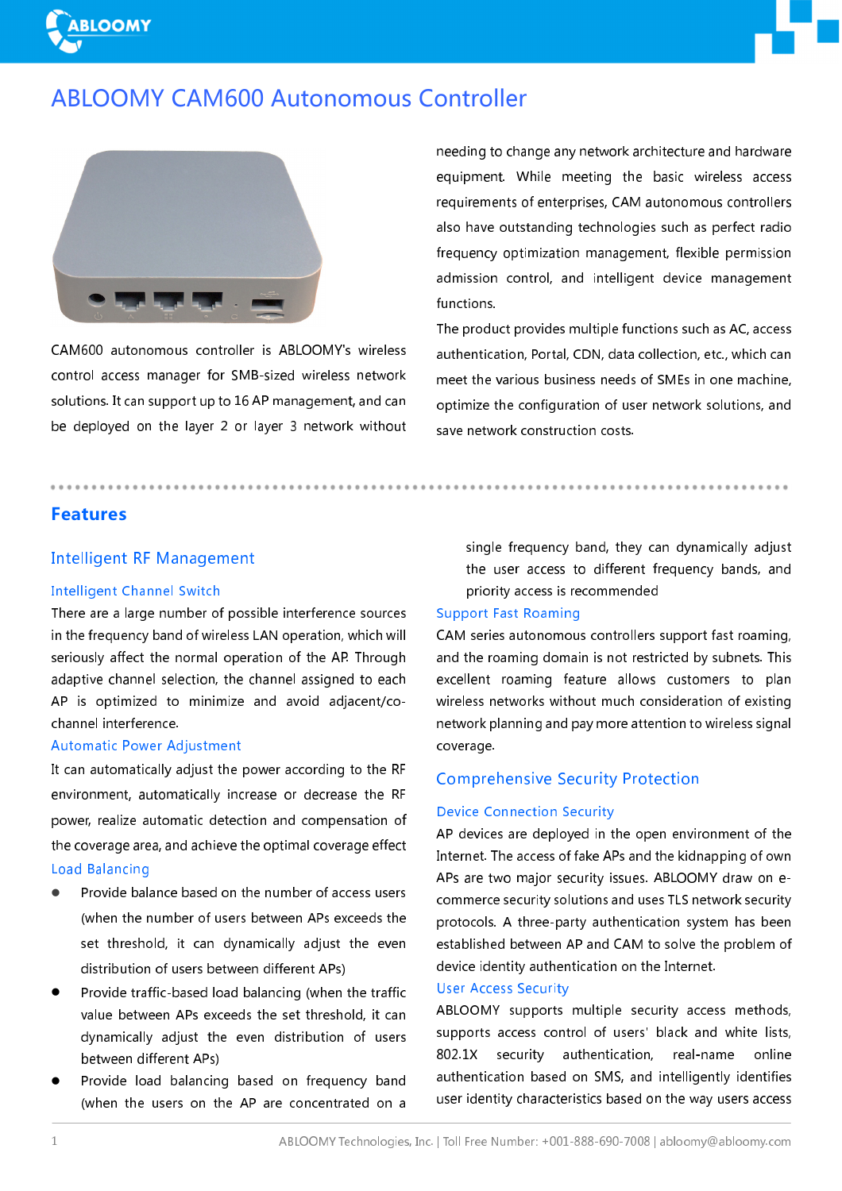# ABLOOMY CAM600 Autonomous Controller

CAM600 autonomous controller is ABLOOMY's wireless control access manager for SMB-sized wireless network solutions. It can support up to 16 AP management, and can be deployed on the layer 2 or layer 3 network without needing to change any network architecture and hardware equipment. While meeting the basic wireless access requirements of enterprises, CAM autonomous controllers also have outstanding technologies such as perfect radio frequency optimization management, flexible permission admission control, and intelligent device management functions.

The product provides multiple functions such as AC, access authentication, Portal, CDN, data collection, etc., which can meet the various business needs of SMEs in one machine, optimize the configuration of user network solutions, and save network construction costs.

## Features

### Intelligent RF Management

#### Intelligent Channel Switch

There are a large number of possible interference sources in the frequency band of wireless LAN operation, which will seriously affect the normal operation of the AP. Through adaptive channel selection, the channel assigned to each AP is optimized to minimize and avoid adjacent/co-channel interference.

#### Automatic Power Adjustment

It can automatically adjust the power according to the RF environment, automatically increase or decrease the RF power, realize automatic detection and compensation of the coverage area, and achieve the optimal coverage effect

#### Load Balancing

- Provide balance based on the number of access users (when the number of users between APs exceeds the set threshold, it can dynamically adjust the even distribution of users between different APs)
- Provide traffic-based load balancing (when the traffic value between APs exceeds the set threshold, it can dynamically adjust the even distribution of users between different APs)
- Provide load balancing based on frequency band (when the users on the AP are concentrated on a single frequency band, they can dynamically adjust the user access to different frequency bands, and priority access is recommended

#### Support Fast Roaming

CAM series autonomous controllers support fast roaming, and the roaming domain is not restricted by subnets. This excellent roaming feature allows customers to plan wireless networks without much consideration of existing network planning and pay more attention to wireless signal coverage.

### Comprehensive Security Protection

#### Device Connection Security

AP devices are deployed in the open environment of the Internet. The access of fake APs and the kidnapping of own APs are two major security issues. ABLOOMY draw on e-commerce security solutions and uses TLS network security protocols. A three-party authentication system has been established between AP and CAM to solve the problem of device identity authentication on the Internet.

#### User Access Security

ABLOOMY supports multiple security access methods, supports access control of users' black and white lists, 802.1X security authentication, real-name online authentication based on SMS, and intelligently identifies user identity characteristics based on the way users access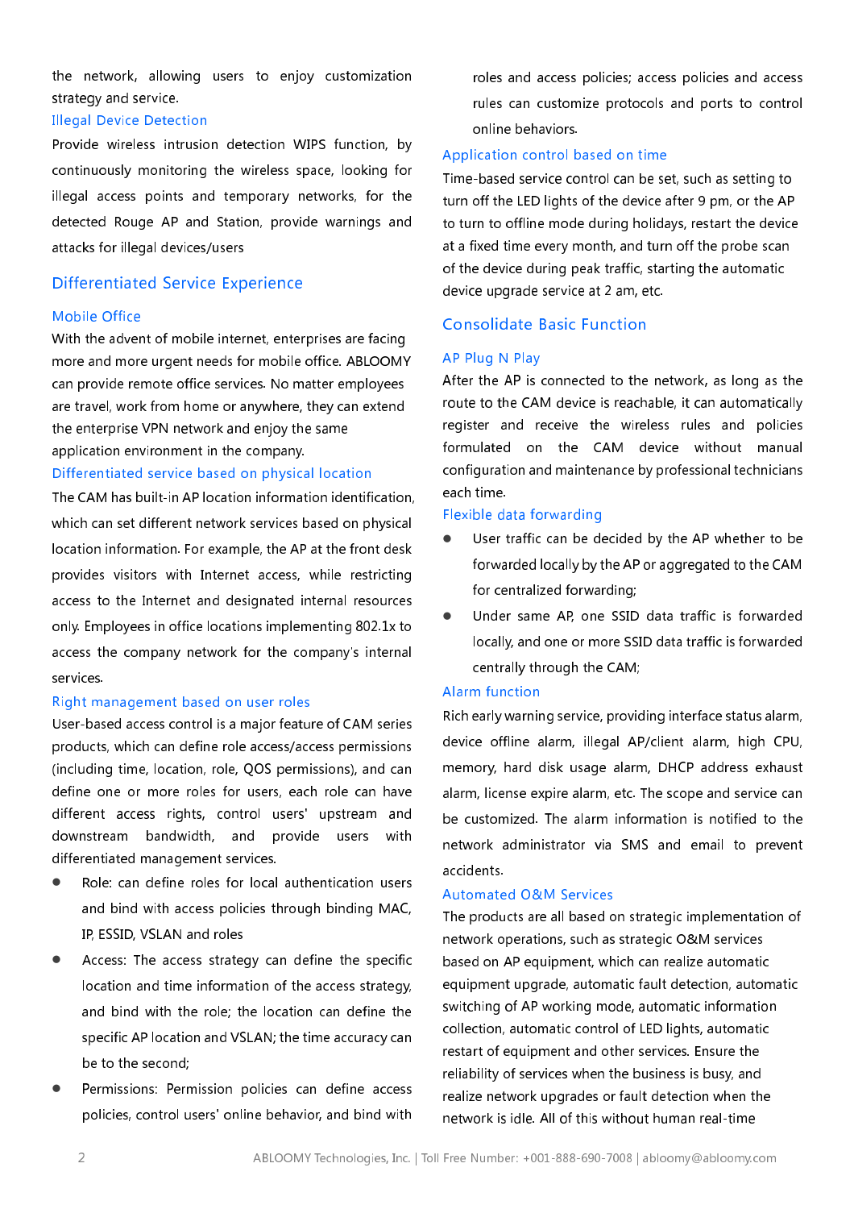the network, allowing users to enjoy customization strategy and service.

### Illegal Device Detection

Provide wireless intrusion detection WIPS function, by continuously monitoring the wireless space, looking for illegal access points and temporary networks, for the detected Rouge AP and Station, provide warnings and attacks for illegal devices/users

## Differentiated Service Experience

### Mobile Office

With the advent of mobile internet, enterprises are facing more and more urgent needs for mobile office. ABLOOMY can provide remote office services. No matter employees are travel, work from home or anywhere, they can extend the enterprise VPN network and enjoy the same application environment in the company.

### Differentiated service based on physical location

The CAM has built-in AP location information identification, which can set different network services based on physical location information. For example, the AP at the front desk provides visitors with Internet access, while restricting access to the Internet and designated internal resources only. Employees in office locations implementing 802.1x to access the company network for the company's internal services.

### Right management based on user roles

User-based access control is a major feature of CAM series products, which can define role access/access permissions (including time, location, role, QOS permissions), and can define one or more roles for users, each role can have different access rights, control users' upstream and downstream bandwidth, and provide users with differentiated management services.

- Role: can define roles for local authentication users and bind with access policies through binding MAC, IP, ESSID, VSLAN and roles
- Access: The access strategy can define the specific location and time information of the access strategy, and bind with the role; the location can define the specific AP location and VSLAN; the time accuracy can be to the second;
- Permissions: Permission policies can define access policies, control users' online behavior, and bind with roles and access policies; access policies and access rules can customize protocols and ports to control online behaviors.

### Application control based on time

Time-based service control can be set, such as setting to turn off the LED lights of the device after 9 pm, or the AP to turn to offline mode during holidays, restart the device at a fixed time every month, and turn off the probe scan of the device during peak traffic, starting the automatic device upgrade service at 2 am, etc.

## Consolidate Basic Function

### AP Plug N Play

After the AP is connected to the network, as long as the route to the CAM device is reachable, it can automatically register and receive the wireless rules and policies formulated on the CAM device without manual configuration and maintenance by professional technicians each time.

### Flexible data forwarding

- User traffic can be decided by the AP whether to be forwarded locally by the AP or aggregated to the CAM for centralized forwarding;
- Under same AP, one SSID data traffic is forwarded locally, and one or more SSID data traffic is forwarded centrally through the CAM;

### Alarm function

Rich early warning service, providing interface status alarm, device offline alarm, illegal AP/client alarm, high CPU, memory, hard disk usage alarm, DHCP address exhaust alarm, license expire alarm, etc. The scope and service can be customized. The alarm information is notified to the network administrator via SMS and email to prevent accidents.

### Automated O&M Services

The products are all based on strategic implementation of network operations, such as strategic O&M services based on AP equipment, which can realize automatic equipment upgrade, automatic fault detection, automatic switching of AP working mode, automatic information collection, automatic control of LED lights, automatic restart of equipment and other services. Ensure the reliability of services when the business is busy, and realize network upgrades or fault detection when the network is idle. All of this without human real-time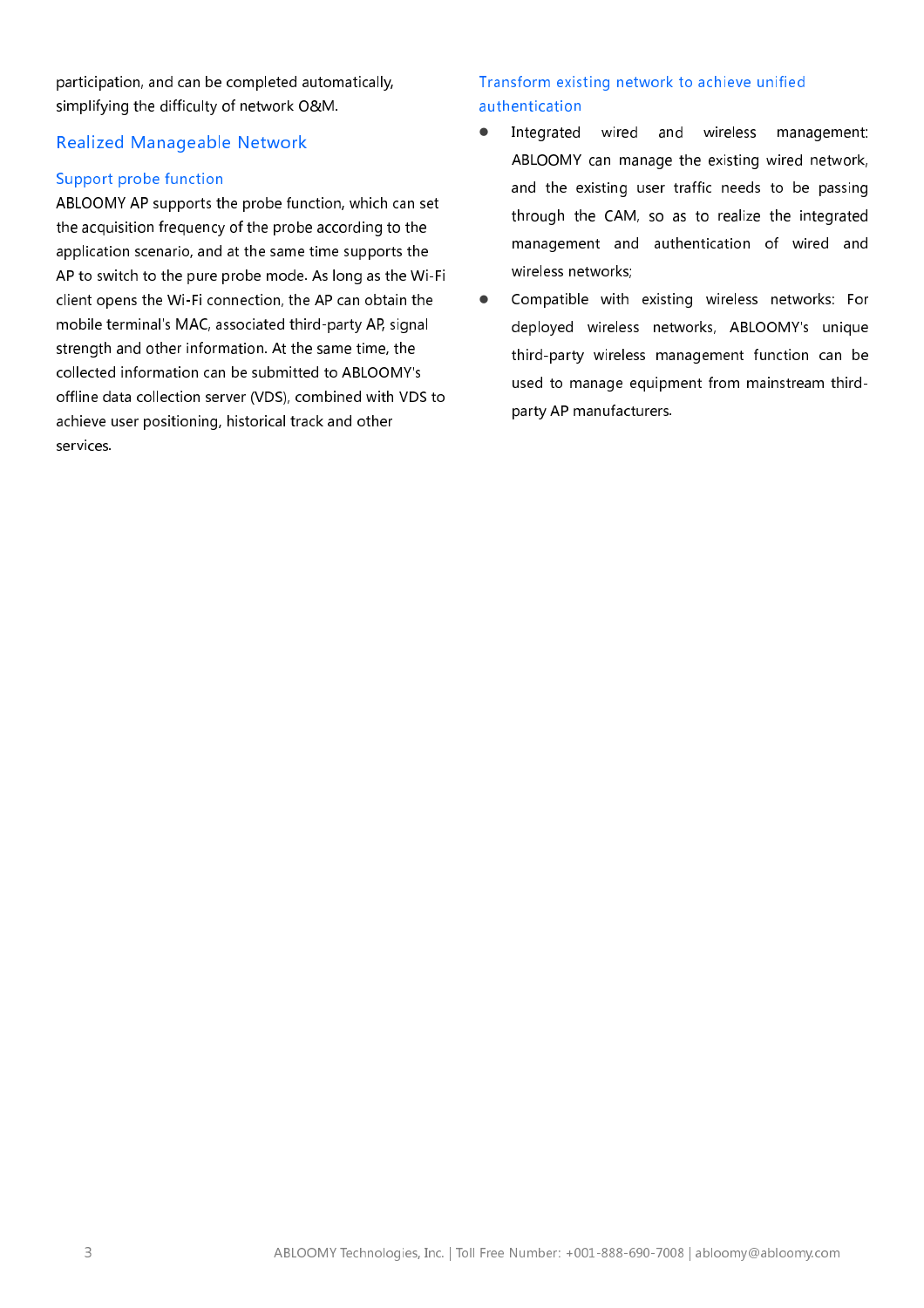participation, and can be completed automatically, simplifying the difficulty of network O&M.

## Realized Manageable Network

### Support probe function

ABLOOMY AP supports the probe function, which can set the acquisition frequency of the probe according to the application scenario, and at the same time supports the AP to switch to the pure probe mode. As long as the Wi-Fi client opens the Wi-Fi connection, the AP can obtain the mobile terminal's MAC, associated third-party AP, signal strength and other information. At the same time, the collected information can be submitted to ABLOOMY's offline data collection server (VDS), combined with VDS to achieve user positioning, historical track and other services.

### Transform existing network to achieve unified authentication

- Integrated wired and wireless management: ABLOOMY can manage the existing wired network, and the existing user traffic needs to be passing through the CAM, so as to realize the integrated management and authentication of wired and wireless networks;
- Compatible with existing wireless networks: For deployed wireless networks, ABLOOMY's unique third-party wireless management function can be used to manage equipment from mainstream third-party AP manufacturers.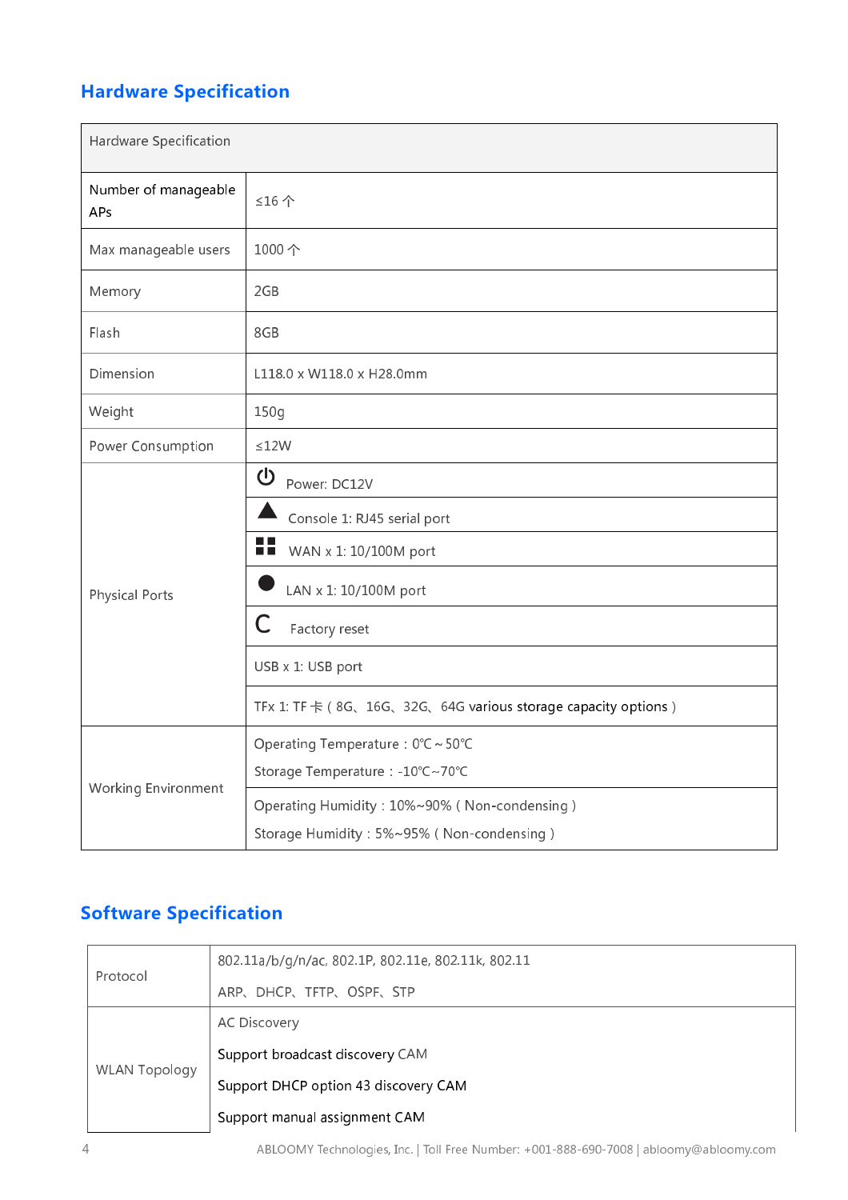## Hardware Specification

| Hardware Specification | |
|---|---|
| Number of manageable APs | ≤16 个 |
| Max manageable users | 1000 个 |
| Memory | 2GB |
| Flash | 8GB |
| Dimension | L118.0 x W118.0 x H28.0mm |
| Weight | 150g |
| Power Consumption | ≤12W |
| Physical Ports | ⏻ Power: DC12V |
| | ▲ Console 1: RJ45 serial port |
| | ■ WAN x 1: 10/100M port |
| | ● LAN x 1: 10/100M port |
| | C Factory reset |
| | USB x 1: USB port |
| | TFx 1: TF 卡（8G、16G、32G、64G various storage capacity options） |
| Working Environment | Operating Temperature：0℃～50℃<br>Storage Temperature：-10℃~70℃ |
| | Operating Humidity：10%~90%（Non-condensing）<br>Storage Humidity：5%~95%（Non-condensing） |

## Software Specification

| Protocol | 802.11a/b/g/n/ac, 802.1P, 802.11e, 802.11k, 802.11<br>ARP、DHCP、TFTP、OSPF、STP |
|---|---|
| WLAN Topology | AC Discovery<br>Support broadcast discovery CAM<br>Support DHCP option 43 discovery CAM<br>Support manual assignment CAM |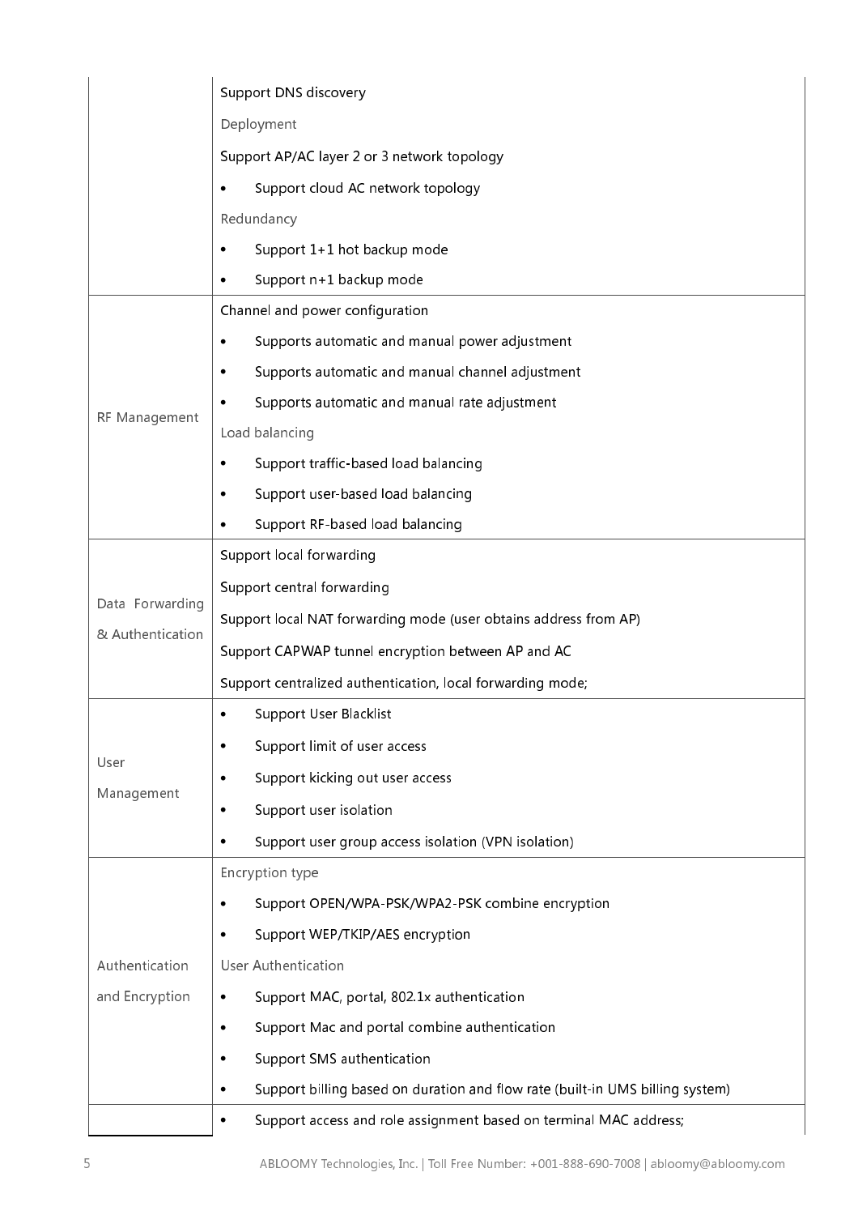| | |
|---|---|
| | Support DNS discovery<br>Deployment<br>Support AP/AC layer 2 or 3 network topology<br>• Support cloud AC network topology<br>Redundancy<br>• Support 1+1 hot backup mode<br>• Support n+1 backup mode |
| RF Management | Channel and power configuration<br>• Supports automatic and manual power adjustment<br>• Supports automatic and manual channel adjustment<br>• Supports automatic and manual rate adjustment<br>Load balancing<br>• Support traffic-based load balancing<br>• Support user-based load balancing<br>• Support RF-based load balancing |
| Data Forwarding & Authentication | Support local forwarding<br>Support central forwarding<br>Support local NAT forwarding mode (user obtains address from AP)<br>Support CAPWAP tunnel encryption between AP and AC<br>Support centralized authentication, local forwarding mode; |
| User Management | • Support User Blacklist<br>• Support limit of user access<br>• Support kicking out user access<br>• Support user isolation<br>• Support user group access isolation (VPN isolation) |
| Authentication and Encryption | Encryption type<br>• Support OPEN/WPA-PSK/WPA2-PSK combine encryption<br>• Support WEP/TKIP/AES encryption<br>User Authentication<br>• Support MAC, portal, 802.1x authentication<br>• Support Mac and portal combine authentication<br>• Support SMS authentication<br>• Support billing based on duration and flow rate (built-in UMS billing system) |
| | • Support access and role assignment based on terminal MAC address; |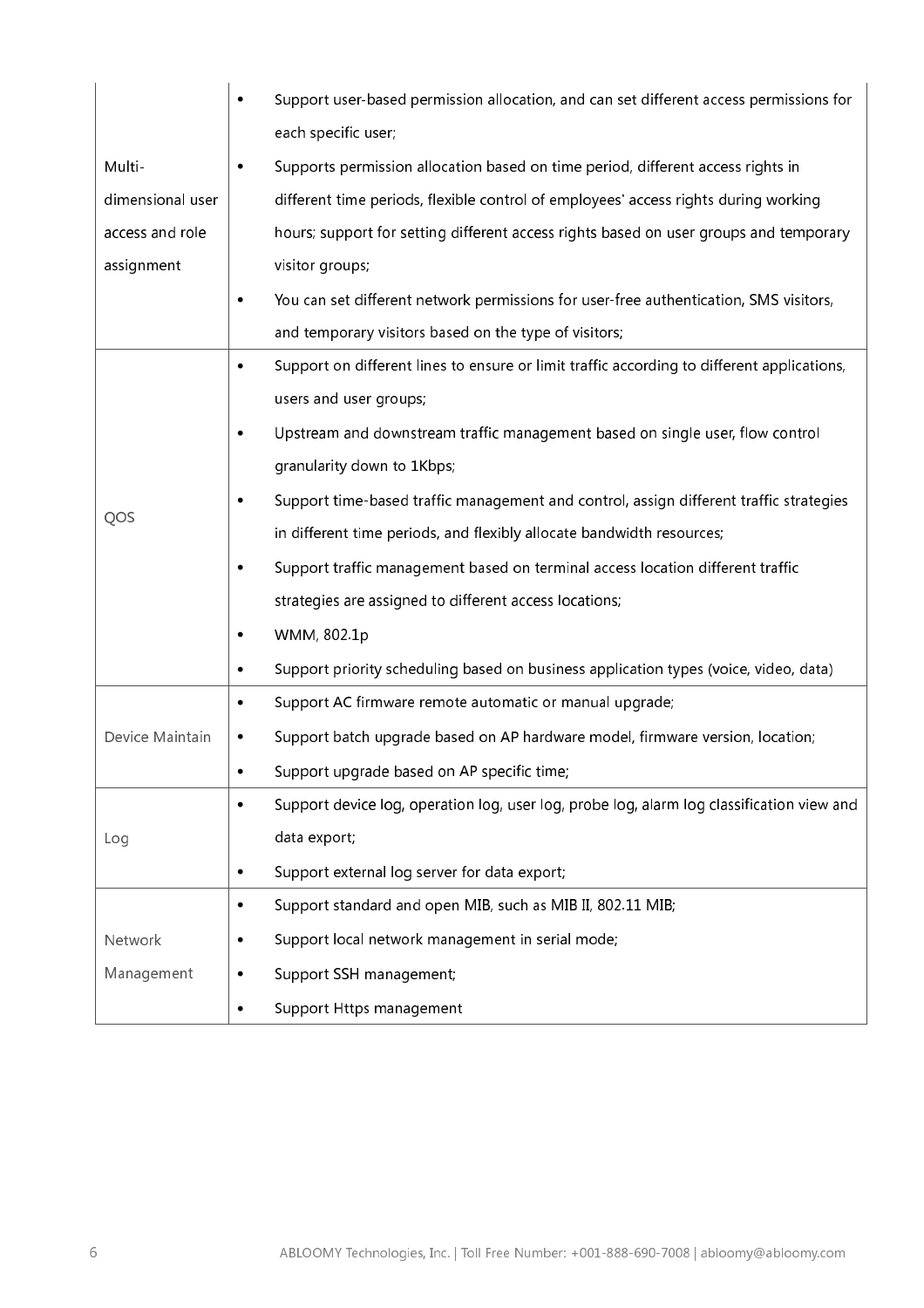| | |
|---|---|
| Multi-dimensional user access and role assignment | • Support user-based permission allocation, and can set different access permissions for each specific user;<br>• Supports permission allocation based on time period, different access rights in different time periods, flexible control of employees' access rights during working hours; support for setting different access rights based on user groups and temporary visitor groups;<br>• You can set different network permissions for user-free authentication, SMS visitors, and temporary visitors based on the type of visitors; |
| QOS | • Support on different lines to ensure or limit traffic according to different applications, users and user groups;<br>• Upstream and downstream traffic management based on single user, flow control granularity down to 1Kbps;<br>• Support time-based traffic management and control, assign different traffic strategies in different time periods, and flexibly allocate bandwidth resources;<br>• Support traffic management based on terminal access location different traffic strategies are assigned to different access locations;<br>• WMM, 802.1p<br>• Support priority scheduling based on business application types (voice, video, data) |
| Device Maintain | • Support AC firmware remote automatic or manual upgrade;<br>• Support batch upgrade based on AP hardware model, firmware version, location;<br>• Support upgrade based on AP specific time; |
| Log | • Support device log, operation log, user log, probe log, alarm log classification view and data export;<br>• Support external log server for data export; |
| Network Management | • Support standard and open MIB, such as MIB II, 802.11 MIB;<br>• Support local network management in serial mode;<br>• Support SSH management;<br>• Support Https management |

ABLOOMY Technologies, Inc. | Toll Free Number: +001-888-690-7008 | abloomy@abloomy.com